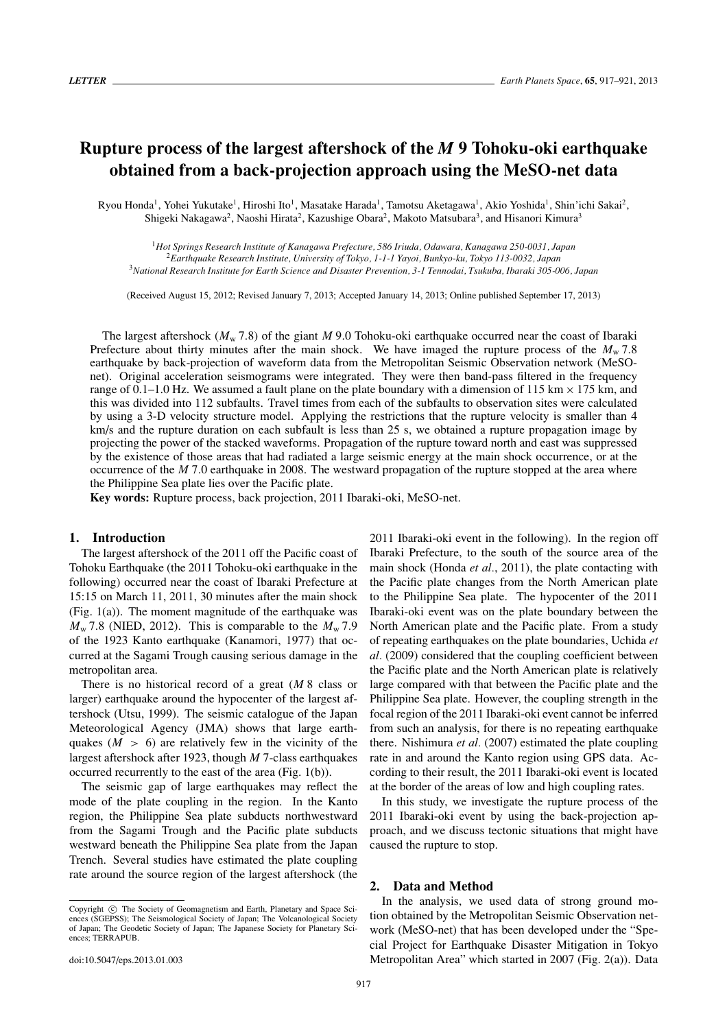**LETTER**

# Rupture process of the largest aftershock of the *M* 9 Tohoku-oki earthquake obtained from a back-projection approach using the MeSO-net data

Ryou Honda[1], Yohei Yukutake[1], Hiroshi Ito[1], Masatake Harada[1], Tamotsu Aketagawa[1], Akio Yoshida[1], Shin'ichi Sakai[2], Shigeki Nakagawa[2], Naoshi Hirata[2], Kazushige Obara[2], Makoto Matsubara[3], and Hisanori Kimura[3]

[1] *Hot Springs Research Institute of Kanagawa Prefecture, 586 Iriuda, Odawara, Kanagawa 250-0031, Japan*
[2] *Earthquake Research Institute, University of Tokyo, 1-1-1 Yayoi, Bunkyo-ku, Tokyo 113-0032, Japan*
[3] *National Research Institute for Earth Science and Disaster Prevention, 3-1 Tennodai, Tsukuba, Ibaraki 305-006, Japan*

(Received August 15, 2012; Revised January 7, 2013; Accepted January 14, 2013; Online published September 17, 2013)

The largest aftershock ($M_w$ 7.8) of the giant *M* 9.0 Tohoku-oki earthquake occurred near the coast of Ibaraki Prefecture about thirty minutes after the main shock. We have imaged the rupture process of the $M_w$ 7.8 earthquake by back-projection of waveform data from the Metropolitan Seismic Observation network (MeSO-net). Original acceleration seismograms were integrated. They were then band-pass filtered in the frequency range of 0.1–1.0 Hz. We assumed a fault plane on the plate boundary with a dimension of 115 km × 175 km, and this was divided into 112 subfaults. Travel times from each of the subfaults to observation sites were calculated by using a 3-D velocity structure model. Applying the restrictions that the rupture velocity is smaller than 4 km/s and the rupture duration on each subfault is less than 25 s, we obtained a rupture propagation image by projecting the power of the stacked waveforms. Propagation of the rupture toward north and east was suppressed by the existence of those areas that had radiated a large seismic energy at the main shock occurrence, or at the occurrence of the *M* 7.0 earthquake in 2008. The westward propagation of the rupture stopped at the area where the Philippine Sea plate lies over the Pacific plate.

**Key words:** Rupture process, back projection, 2011 Ibaraki-oki, MeSO-net.

## 1. Introduction

The largest aftershock of the 2011 off the Pacific coast of Tohoku Earthquake (the 2011 Tohoku-oki earthquake in the following) occurred near the coast of Ibaraki Prefecture at 15:15 on March 11, 2011, 30 minutes after the main shock (Fig. 1(a)). The moment magnitude of the earthquake was $M_w$ 7.8 (NIED, 2012). This is comparable to the $M_w$ 7.9 of the 1923 Kanto earthquake (Kanamori, 1977) that occurred at the Sagami Trough causing serious damage in the metropolitan area.

There is no historical record of a great (*M* 8 class or larger) earthquake around the hypocenter of the largest aftershock (Utsu, 1999). The seismic catalogue of the Japan Meteorological Agency (JMA) shows that large earthquakes ($M > 6$) are relatively few in the vicinity of the largest aftershock after 1923, though *M* 7-class earthquakes occurred recurrently to the east of the area (Fig. 1(b)).

The seismic gap of large earthquakes may reflect the mode of the plate coupling in the region. In the Kanto region, the Philippine Sea plate subducts northwestward from the Sagami Trough and the Pacific plate subducts westward beneath the Philippine Sea plate from the Japan Trench. Several studies have estimated the plate coupling rate around the source region of the largest aftershock (the 2011 Ibaraki-oki event in the following). In the region off Ibaraki Prefecture, to the south of the source area of the main shock (Honda *et al.*, 2011), the plate contacting with the Pacific plate changes from the North American plate to the Philippine Sea plate. The hypocenter of the 2011 Ibaraki-oki event was on the plate boundary between the North American plate and the Pacific plate. From a study of repeating earthquakes on the plate boundaries, Uchida *et al.* (2009) considered that the coupling coefficient between the Pacific plate and the North American plate is relatively large compared with that between the Pacific plate and the Philippine Sea plate. However, the coupling strength in the focal region of the 2011 Ibaraki-oki event cannot be inferred from such an analysis, for there is no repeating earthquake there. Nishimura *et al.* (2007) estimated the plate coupling rate in and around the Kanto region using GPS data. According to their result, the 2011 Ibaraki-oki event is located at the border of the areas of low and high coupling rates.

In this study, we investigate the rupture process of the 2011 Ibaraki-oki event by using the back-projection approach, and we discuss tectonic situations that might have caused the rupture to stop.

## 2. Data and Method

In the analysis, we used data of strong ground motion obtained by the Metropolitan Seismic Observation network (MeSO-net) that has been developed under the "Special Project for Earthquake Disaster Mitigation in Tokyo Metropolitan Area" which started in 2007 (Fig. 2(a)). Data

---

Copyright © The Society of Geomagnetism and Earth, Planetary and Space Sciences (SGEPSS); The Seismological Society of Japan; The Volcanological Society of Japan; The Geodetic Society of Japan; The Japanese Society for Planetary Sciences; TERRAPUB.

doi:10.5047/eps.2013.01.003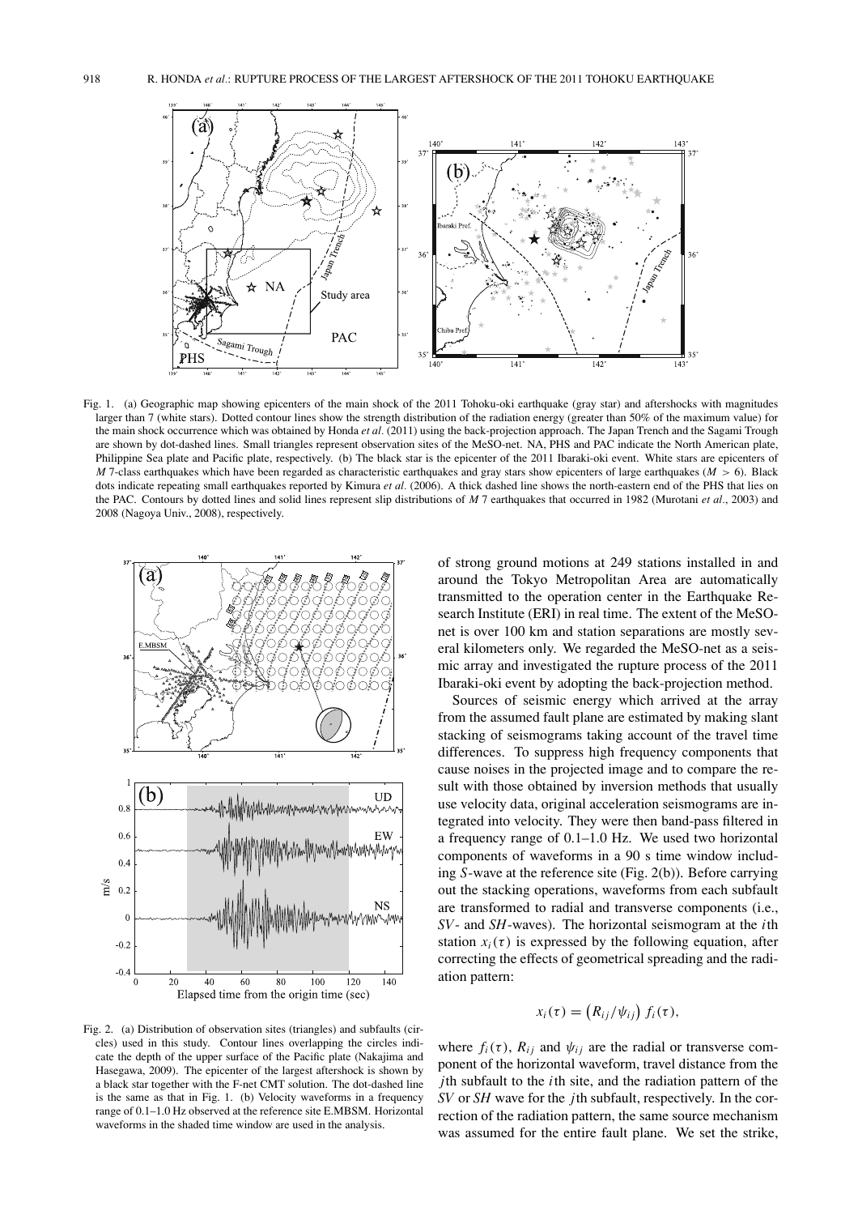Fig. 1. (a) Geographic map showing epicenters of the main shock of the 2011 Tohoku-oki earthquake (gray star) and aftershocks with magnitudes larger than 7 (white stars). Dotted contour lines show the strength distribution of the radiation energy (greater than 50% of the maximum value) for the main shock occurrence which was obtained by Honda *et al*. (2011) using the back-projection approach. The Japan Trench and the Sagami Trough are shown by dot-dashed lines. Small triangles represent observation sites of the MeSO-net. NA, PHS and PAC indicate the North American plate, Philippine Sea plate and Pacific plate, respectively. (b) The black star is the epicenter of the 2011 Ibaraki-oki event. White stars are epicenters of *M* 7-class earthquakes which have been regarded as characteristic earthquakes and gray stars show epicenters of large earthquakes ($M > 6$). Black dots indicate repeating small earthquakes reported by Kimura *et al*. (2006). A thick dashed line shows the north-eastern end of the PHS that lies on the PAC. Contours by dotted lines and solid lines represent slip distributions of *M* 7 earthquakes that occurred in 1982 (Murotani *et al*., 2003) and 2008 (Nagoya Univ., 2008), respectively.

Fig. 2. (a) Distribution of observation sites (triangles) and subfaults (circles) used in this study. Contour lines overlapping the circles indicate the depth of the upper surface of the Pacific plate (Nakajima and Hasegawa, 2009). The epicenter of the largest aftershock is shown by a black star together with the F-net CMT solution. The dot-dashed line is the same as that in Fig. 1. (b) Velocity waveforms in a frequency range of 0.1–1.0 Hz observed at the reference site E.MBSM. Horizontal waveforms in the shaded time window are used in the analysis.

of strong ground motions at 249 stations installed in and around the Tokyo Metropolitan Area are automatically transmitted to the operation center in the Earthquake Research Institute (ERI) in real time. The extent of the MeSO-net is over 100 km and station separations are mostly several kilometers only. We regarded the MeSO-net as a seismic array and investigated the rupture process of the 2011 Ibaraki-oki event by adopting the back-projection method.

Sources of seismic energy which arrived at the array from the assumed fault plane are estimated by making slant stacking of seismograms taking account of the travel time differences. To suppress high frequency components that cause noises in the projected image and to compare the result with those obtained by inversion methods that usually use velocity data, original acceleration seismograms are integrated into velocity. They were then band-pass filtered in a frequency range of 0.1–1.0 Hz. We used two horizontal components of waveforms in a 90 s time window including *S*-wave at the reference site (Fig. 2(b)). Before carrying out the stacking operations, waveforms from each subfault are transformed to radial and transverse components (i.e., *SV*- and *SH*-waves). The horizontal seismogram at the $i$th station $x_i(\tau)$ is expressed by the following equation, after correcting the effects of geometrical spreading and the radiation pattern:

$$x_i(\tau) = \left(R_{ij}/\psi_{ij}\right) f_i(\tau),$$

where $f_i(\tau)$, $R_{ij}$ and $\psi_{ij}$ are the radial or transverse component of the horizontal waveform, travel distance from the $j$th subfault to the $i$th site, and the radiation pattern of the *SV* or *SH* wave for the $j$th subfault, respectively. In the correction of the radiation pattern, the same source mechanism was assumed for the entire fault plane. We set the strike,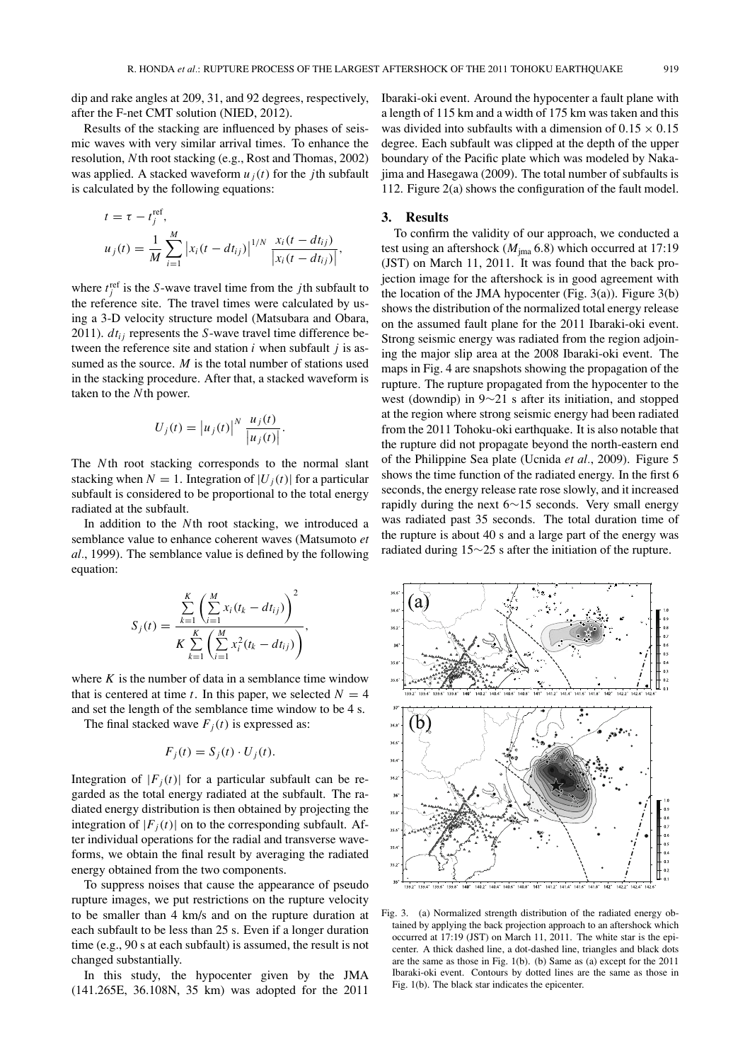dip and rake angles at 209, 31, and 92 degrees, respectively, after the F-net CMT solution (NIED, 2012).

Results of the stacking are influenced by phases of seismic waves with very similar arrival times. To enhance the resolution, *N*th root stacking (e.g., Rost and Thomas, 2002) was applied. A stacked waveform $u_j(t)$ for the $j$th subfault is calculated by the following equations:

$$t = \tau - t_j^{\mathrm{ref}},$$

$$u_j(t) = \frac{1}{M}\sum_{i=1}^{M} \left|x_i(t - dt_{ij})\right|^{1/N} \frac{x_i(t - dt_{ij})}{\left|x_i(t - dt_{ij})\right|},$$

where $t_j^{\mathrm{ref}}$ is the *S*-wave travel time from the $j$th subfault to the reference site. The travel times were calculated by using a 3-D velocity structure model (Matsubara and Obara, 2011). $dt_{ij}$ represents the *S*-wave travel time difference between the reference site and station $i$ when subfault $j$ is assumed as the source. $M$ is the total number of stations used in the stacking procedure. After that, a stacked waveform is taken to the *N*th power.

$$U_j(t) = \left|u_j(t)\right|^N \frac{u_j(t)}{\left|u_j(t)\right|}.$$

The *N*th root stacking corresponds to the normal slant stacking when $N = 1$. Integration of $|U_j(t)|$ for a particular subfault is considered to be proportional to the total energy radiated at the subfault.

In addition to the *N*th root stacking, we introduced a semblance value to enhance coherent waves (Matsumoto *et al*., 1999). The semblance value is defined by the following equation:

$$S_j(t) = \frac{\sum_{k=1}^{K}\left(\sum_{i=1}^{M} x_i(t_k - dt_{ij})\right)^2}{K\sum_{k=1}^{K}\left(\sum_{i=1}^{M} x_i^2(t_k - dt_{ij})\right)},$$

where $K$ is the number of data in a semblance time window that is centered at time $t$. In this paper, we selected $N = 4$ and set the length of the semblance time window to be 4 s.

The final stacked wave $F_j(t)$ is expressed as:

$$F_j(t) = S_j(t) \cdot U_j(t).$$

Integration of $|F_j(t)|$ for a particular subfault can be regarded as the total energy radiated at the subfault. The radiated energy distribution is then obtained by projecting the integration of $|F_j(t)|$ on to the corresponding subfault. After individual operations for the radial and transverse waveforms, we obtain the final result by averaging the radiated energy obtained from the two components.

To suppress noises that cause the appearance of pseudo rupture images, we put restrictions on the rupture velocity to be smaller than 4 km/s and on the rupture duration at each subfault to be less than 25 s. Even if a longer duration time (e.g., 90 s at each subfault) is assumed, the result is not changed substantially.

In this study, the hypocenter given by the JMA (141.265E, 36.108N, 35 km) was adopted for the 2011 Ibaraki-oki event. Around the hypocenter a fault plane with a length of 115 km and a width of 175 km was taken and this was divided into subfaults with a dimension of $0.15 \times 0.15$ degree. Each subfault was clipped at the depth of the upper boundary of the Pacific plate which was modeled by Nakajima and Hasegawa (2009). The total number of subfaults is 112. Figure 2(a) shows the configuration of the fault model.

## 3. Results

To confirm the validity of our approach, we conducted a test using an aftershock ($M_{\mathrm{jma}}$ 6.8) which occurred at 17:19 (JST) on March 11, 2011. It was found that the back projection image for the aftershock is in good agreement with the location of the JMA hypocenter (Fig. 3(a)). Figure 3(b) shows the distribution of the normalized total energy release on the assumed fault plane for the 2011 Ibaraki-oki event. Strong seismic energy was radiated from the region adjoining the major slip area at the 2008 Ibaraki-oki event. The maps in Fig. 4 are snapshots showing the propagation of the rupture. The rupture propagated from the hypocenter to the west (downdip) in 9∼21 s after its initiation, and stopped at the region where strong seismic energy had been radiated from the 2011 Tohoku-oki earthquake. It is also notable that the rupture did not propagate beyond the north-eastern end of the Philippine Sea plate (Ucnida *et al*., 2009). Figure 5 shows the time function of the radiated energy. In the first 6 seconds, the energy release rate rose slowly, and it increased rapidly during the next 6∼15 seconds. Very small energy was radiated past 35 seconds. The total duration time of the rupture is about 40 s and a large part of the energy was radiated during 15∼25 s after the initiation of the rupture.

Fig. 3. (a) Normalized strength distribution of the radiated energy obtained by applying the back projection approach to an aftershock which occurred at 17:19 (JST) on March 11, 2011. The white star is the epicenter. A thick dashed line, a dot-dashed line, triangles and black dots are the same as those in Fig. 1(b). (b) Same as (a) except for the 2011 Ibaraki-oki event. Contours by dotted lines are the same as those in Fig. 1(b). The black star indicates the epicenter.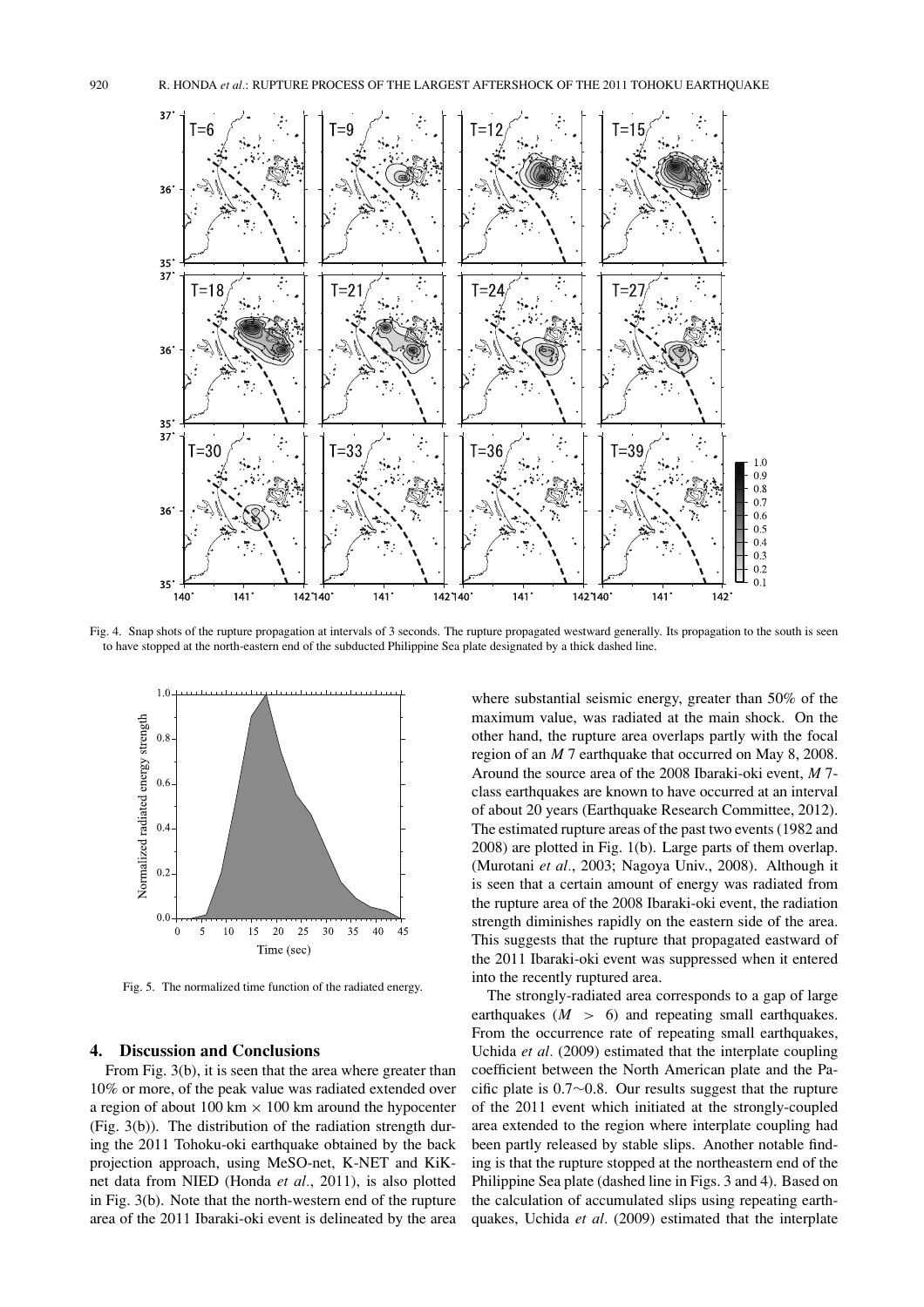Fig. 4. Snap shots of the rupture propagation at intervals of 3 seconds. The rupture propagated westward generally. Its propagation to the south is seen to have stopped at the north-eastern end of the subducted Philippine Sea plate designated by a thick dashed line.

Fig. 5. The normalized time function of the radiated energy.

## 4. Discussion and Conclusions

From Fig. 3(b), it is seen that the area where greater than 10% or more, of the peak value was radiated extended over a region of about 100 km × 100 km around the hypocenter (Fig. 3(b)). The distribution of the radiation strength during the 2011 Tohoku-oki earthquake obtained by the back projection approach, using MeSO-net, K-NET and KiK-net data from NIED (Honda *et al*., 2011), is also plotted in Fig. 3(b). Note that the north-western end of the rupture area of the 2011 Ibaraki-oki event is delineated by the area where substantial seismic energy, greater than 50% of the maximum value, was radiated at the main shock. On the other hand, the rupture area overlaps partly with the focal region of an *M* 7 earthquake that occurred on May 8, 2008. Around the source area of the 2008 Ibaraki-oki event, *M* 7-class earthquakes are known to have occurred at an interval of about 20 years (Earthquake Research Committee, 2012). The estimated rupture areas of the past two events (1982 and 2008) are plotted in Fig. 1(b). Large parts of them overlap. (Murotani *et al*., 2003; Nagoya Univ., 2008). Although it is seen that a certain amount of energy was radiated from the rupture area of the 2008 Ibaraki-oki event, the radiation strength diminishes rapidly on the eastern side of the area. This suggests that the rupture that propagated eastward of the 2011 Ibaraki-oki event was suppressed when it entered into the recently ruptured area.

The strongly-radiated area corresponds to a gap of large earthquakes ($M > 6$) and repeating small earthquakes. From the occurrence rate of repeating small earthquakes, Uchida *et al*. (2009) estimated that the interplate coupling coefficient between the North American plate and the Pacific plate is 0.7∼0.8. Our results suggest that the rupture of the 2011 event which initiated at the strongly-coupled area extended to the region where interplate coupling had been partly released by stable slips. Another notable finding is that the rupture stopped at the northeastern end of the Philippine Sea plate (dashed line in Figs. 3 and 4). Based on the calculation of accumulated slips using repeating earthquakes, Uchida *et al*. (2009) estimated that the interplate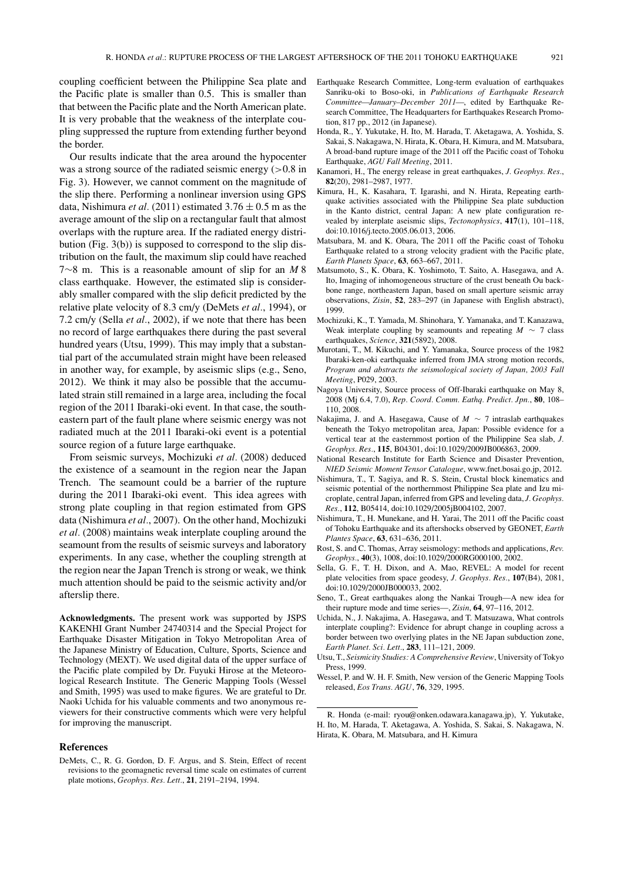coupling coefficient between the Philippine Sea plate and the Pacific plate is smaller than 0.5. This is smaller than that between the Pacific plate and the North American plate. It is very probable that the weakness of the interplate coupling suppressed the rupture from extending further beyond the border.

Our results indicate that the area around the hypocenter was a strong source of the radiated seismic energy (>0.8 in Fig. 3). However, we cannot comment on the magnitude of the slip there. Performing a nonlinear inversion using GPS data, Nishimura *et al*. (2011) estimated $3.76 \pm 0.5$ m as the average amount of the slip on a rectangular fault that almost overlaps with the rupture area. If the radiated energy distribution (Fig. 3(b)) is supposed to correspond to the slip distribution on the fault, the maximum slip could have reached 7∼8 m. This is a reasonable amount of slip for an *M* 8 class earthquake. However, the estimated slip is considerably smaller compared with the slip deficit predicted by the relative plate velocity of 8.3 cm/y (DeMets *et al*., 1994), or 7.2 cm/y (Sella *et al*., 2002), if we note that there has been no record of large earthquakes there during the past several hundred years (Utsu, 1999). This may imply that a substantial part of the accumulated strain might have been released in another way, for example, by aseismic slips (e.g., Seno, 2012). We think it may also be possible that the accumulated strain still remained in a large area, including the focal region of the 2011 Ibaraki-oki event. In that case, the southeastern part of the fault plane where seismic energy was not radiated much at the 2011 Ibaraki-oki event is a potential source region of a future large earthquake.

From seismic surveys, Mochizuki *et al*. (2008) deduced the existence of a seamount in the region near the Japan Trench. The seamount could be a barrier of the rupture during the 2011 Ibaraki-oki event. This idea agrees with strong plate coupling in that region estimated from GPS data (Nishimura *et al*., 2007). On the other hand, Mochizuki *et al*. (2008) maintains weak interplate coupling around the seamount from the results of seismic surveys and laboratory experiments. In any case, whether the coupling strength at the region near the Japan Trench is strong or weak, we think much attention should be paid to the seismic activity and/or afterslip there.

**Acknowledgments.** The present work was supported by JSPS KAKENHI Grant Number 24740314 and the Special Project for Earthquake Disaster Mitigation in Tokyo Metropolitan Area of the Japanese Ministry of Education, Culture, Sports, Science and Technology (MEXT). We used digital data of the upper surface of the Pacific plate compiled by Dr. Fuyuki Hirose at the Meteorological Research Institute. The Generic Mapping Tools (Wessel and Smith, 1995) was used to make figures. We are grateful to Dr. Naoki Uchida for his valuable comments and two anonymous reviewers for their constructive comments which were very helpful for improving the manuscript.

## References

DeMets, C., R. G. Gordon, D. F. Argus, and S. Stein, Effect of recent revisions to the geomagnetic reversal time scale on estimates of current plate motions, *Geophys. Res. Lett*., **21**, 2191–2194, 1994.

Earthquake Research Committee, Long-term evaluation of earthquakes Sanriku-oki to Boso-oki, in *Publications of Earthquake Research Committee—January–December 2011—*, edited by Earthquake Research Committee, The Headquarters for Earthquakes Research Promotion, 817 pp., 2012 (in Japanese).

Honda, R., Y. Yukutake, H. Ito, M. Harada, T. Aketagawa, A. Yoshida, S. Sakai, S. Nakagawa, N. Hirata, K. Obara, H. Kimura, and M. Matsubara, A broad-band rupture image of the 2011 off the Pacific coast of Tohoku Earthquake, *AGU Fall Meeting*, 2011.

Kanamori, H., The energy release in great earthquakes, *J. Geophys. Res*., **82**(20), 2981–2987, 1977.

Kimura, H., K. Kasahara, T. Igarashi, and N. Hirata, Repeating earthquake activities associated with the Philippine Sea plate subduction in the Kanto district, central Japan: A new plate configuration revealed by interplate aseismic slips, *Tectonophysics*, **417**(1), 101–118, doi:10.1016/j.tecto.2005.06.013, 2006.

Matsubara, M. and K. Obara, The 2011 off the Pacific coast of Tohoku Earthquake related to a strong velocity gradient with the Pacific plate, *Earth Planets Space*, **63**, 663–667, 2011.

Matsumoto, S., K. Obara, K. Yoshimoto, T. Saito, A. Hasegawa, and A. Ito, Imaging of inhomogeneous structure of the crust beneath Ou backbone range, northeastern Japan, based on small aperture seismic array observations, *Zisin*, **52**, 283–297 (in Japanese with English abstract), 1999.

Mochizuki, K., T. Yamada, M. Shinohara, Y. Yamanaka, and T. Kanazawa, Weak interplate coupling by seamounts and repeating $M \sim 7$ class earthquakes, *Science*, **321**(5892), 2008.

Murotani, T., M. Kikuchi, and Y. Yamanaka, Source process of the 1982 Ibaraki-ken-oki earthquake inferred from JMA strong motion records, *Program and abstracts the seismological society of Japan, 2003 Fall Meeting*, P029, 2003.

Nagoya University, Source process of Off-Ibaraki earthquake on May 8, 2008 (Mj 6.4, 7.0), *Rep. Coord. Comm. Eathq. Predict. Jpn*., **80**, 108–110, 2008.

Nakajima, J. and A. Hasegawa, Cause of $M \sim 7$ intraslab earthquakes beneath the Tokyo metropolitan area, Japan: Possible evidence for a vertical tear at the easternmost portion of the Philippine Sea slab, *J. Geophys. Res*., **115**, B04301, doi:10.1029/2009JB006863, 2009.

National Research Institute for Earth Science and Disaster Prevention, *NIED Seismic Moment Tensor Catalogue*, www.fnet.bosai.go.jp, 2012.

Nishimura, T., T. Sagiya, and R. S. Stein, Crustal block kinematics and seismic potential of the northernmost Philippine Sea plate and Izu microplate, central Japan, inferred from GPS and leveling data, *J. Geophys. Res*., **112**, B05414, doi:10.1029/2005jB004102, 2007.

Nishimura, T., H. Munekane, and H. Yarai, The 2011 off the Pacific coast of Tohoku Earthquake and its aftershocks observed by GEONET, *Earth Plantes Space*, **63**, 631–636, 2011.

Rost, S. and C. Thomas, Array seismology: methods and applications, *Rev. Geophys*., **40**(3), 1008, doi:10.1029/2000RG000100, 2002.

Sella, G. F., T. H. Dixon, and A. Mao, REVEL: A model for recent plate velocities from space geodesy, *J. Geophys. Res*., **107**(B4), 2081, doi:10.1029/2000JB000033, 2002.

Seno, T., Great earthquakes along the Nankai Trough—A new idea for their rupture mode and time series—, *Zisin*, **64**, 97–116, 2012.

Uchida, N., J. Nakajima, A. Hasegawa, and T. Matsuzawa, What controls interplate coupling?: Evidence for abrupt change in coupling across a border between two overlying plates in the NE Japan subduction zone, *Earth Planet. Sci. Lett*., **283**, 111–121, 2009.

Utsu, T., *Seismicity Studies: A Comprehensive Review*, University of Tokyo Press, 1999.

Wessel, P. and W. H. F. Smith, New version of the Generic Mapping Tools released, *Eos Trans. AGU*, **76**, 329, 1995.

R. Honda (e-mail: ryou@onken.odawara.kanagawa.jp), Y. Yukutake, H. Ito, M. Harada, T. Aketagawa, A. Yoshida, S. Sakai, S. Nakagawa, N. Hirata, K. Obara, M. Matsubara, and H. Kimura